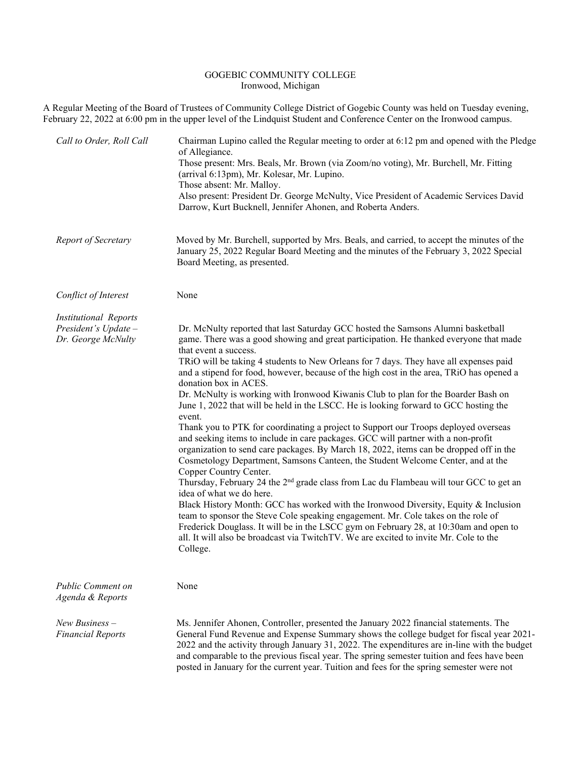GOGEBIC COMMUNITY COLLEGE
Ironwood, Michigan

A Regular Meeting of the Board of Trustees of Community College District of Gogebic County was held on Tuesday evening, February 22, 2022 at 6:00 pm in the upper level of the Lindquist Student and Conference Center on the Ironwood campus.

*Call to Order, Roll Call*

Chairman Lupino called the Regular meeting to order at 6:12 pm and opened with the Pledge of Allegiance.
Those present: Mrs. Beals, Mr. Brown (via Zoom/no voting), Mr. Burchell, Mr. Fitting (arrival 6:13pm), Mr. Kolesar, Mr. Lupino.
Those absent: Mr. Malloy.
Also present: President Dr. George McNulty, Vice President of Academic Services David Darrow, Kurt Bucknell, Jennifer Ahonen, and Roberta Anders.

*Report of Secretary*

Moved by Mr. Burchell, supported by Mrs. Beals, and carried, to accept the minutes of the January 25, 2022 Regular Board Meeting and the minutes of the February 3, 2022 Special Board Meeting, as presented.

*Conflict of Interest*

None

*Institutional Reports*
*President's Update – Dr. George McNulty*

Dr. McNulty reported that last Saturday GCC hosted the Samsons Alumni basketball game. There was a good showing and great participation. He thanked everyone that made that event a success.
TRiO will be taking 4 students to New Orleans for 7 days. They have all expenses paid and a stipend for food, however, because of the high cost in the area, TRiO has opened a donation box in ACES.
Dr. McNulty is working with Ironwood Kiwanis Club to plan for the Boarder Bash on June 1, 2022 that will be held in the LSCC. He is looking forward to GCC hosting the event.
Thank you to PTK for coordinating a project to Support our Troops deployed overseas and seeking items to include in care packages. GCC will partner with a non-profit organization to send care packages. By March 18, 2022, items can be dropped off in the Cosmetology Department, Samsons Canteen, the Student Welcome Center, and at the Copper Country Center.
Thursday, February 24 the 2nd grade class from Lac du Flambeau will tour GCC to get an idea of what we do here.
Black History Month: GCC has worked with the Ironwood Diversity, Equity & Inclusion team to sponsor the Steve Cole speaking engagement. Mr. Cole takes on the role of Frederick Douglass. It will be in the LSCC gym on February 28, at 10:30am and open to all. It will also be broadcast via TwitchTV. We are excited to invite Mr. Cole to the College.

*Public Comment on Agenda & Reports*

None

*New Business – Financial Reports*

Ms. Jennifer Ahonen, Controller, presented the January 2022 financial statements. The General Fund Revenue and Expense Summary shows the college budget for fiscal year 2021-2022 and the activity through January 31, 2022. The expenditures are in-line with the budget and comparable to the previous fiscal year. The spring semester tuition and fees have been posted in January for the current year. Tuition and fees for the spring semester were not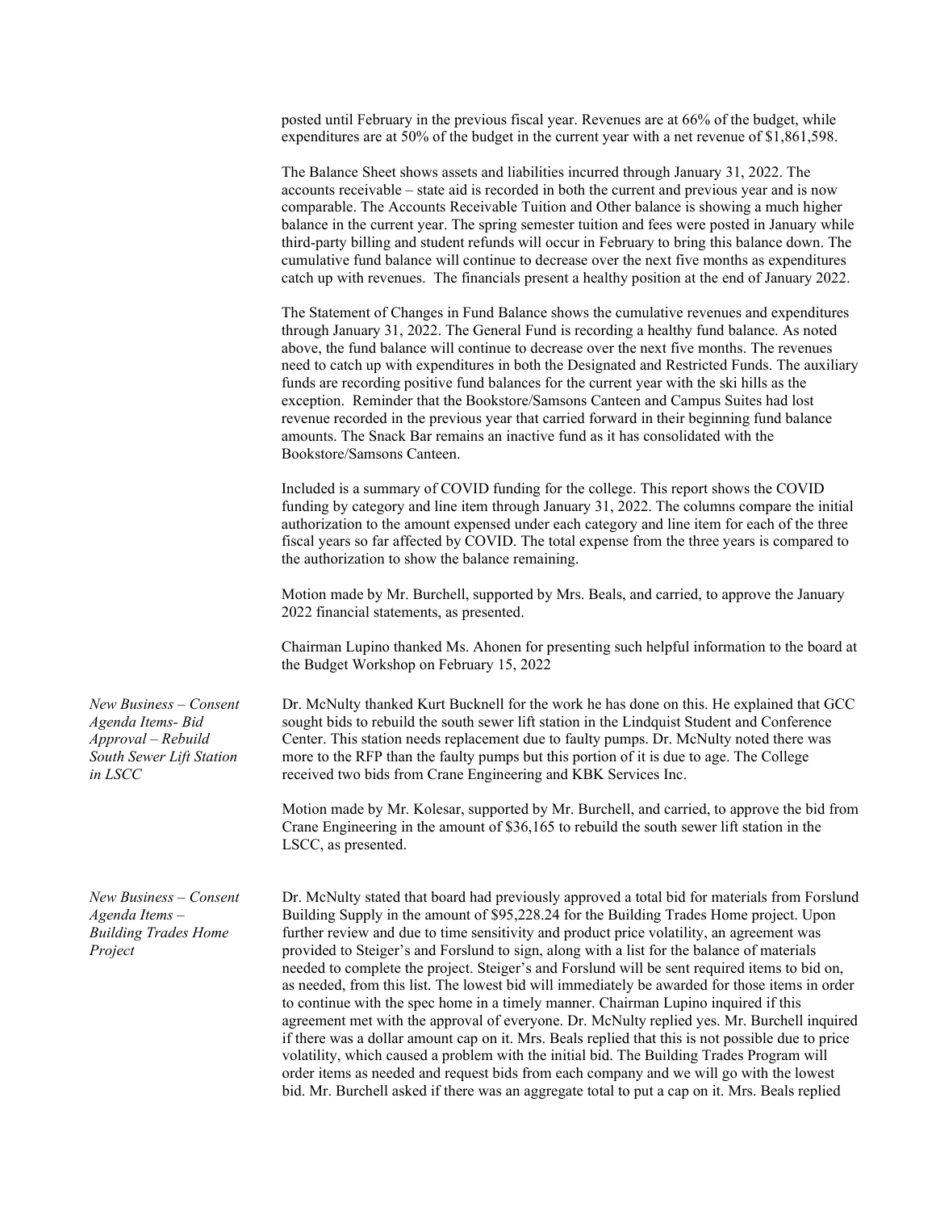posted until February in the previous fiscal year. Revenues are at 66% of the budget, while expenditures are at 50% of the budget in the current year with a net revenue of $1,861,598.

The Balance Sheet shows assets and liabilities incurred through January 31, 2022. The accounts receivable – state aid is recorded in both the current and previous year and is now comparable. The Accounts Receivable Tuition and Other balance is showing a much higher balance in the current year. The spring semester tuition and fees were posted in January while third-party billing and student refunds will occur in February to bring this balance down. The cumulative fund balance will continue to decrease over the next five months as expenditures catch up with revenues. The financials present a healthy position at the end of January 2022.

The Statement of Changes in Fund Balance shows the cumulative revenues and expenditures through January 31, 2022. The General Fund is recording a healthy fund balance. As noted above, the fund balance will continue to decrease over the next five months. The revenues need to catch up with expenditures in both the Designated and Restricted Funds. The auxiliary funds are recording positive fund balances for the current year with the ski hills as the exception. Reminder that the Bookstore/Samsons Canteen and Campus Suites had lost revenue recorded in the previous year that carried forward in their beginning fund balance amounts. The Snack Bar remains an inactive fund as it has consolidated with the Bookstore/Samsons Canteen.

Included is a summary of COVID funding for the college. This report shows the COVID funding by category and line item through January 31, 2022. The columns compare the initial authorization to the amount expensed under each category and line item for each of the three fiscal years so far affected by COVID. The total expense from the three years is compared to the authorization to show the balance remaining.

Motion made by Mr. Burchell, supported by Mrs. Beals, and carried, to approve the January 2022 financial statements, as presented.

Chairman Lupino thanked Ms. Ahonen for presenting such helpful information to the board at the Budget Workshop on February 15, 2022

*New Business – Consent Agenda Items- Bid Approval – Rebuild South Sewer Lift Station in LSCC*

Dr. McNulty thanked Kurt Bucknell for the work he has done on this. He explained that GCC sought bids to rebuild the south sewer lift station in the Lindquist Student and Conference Center. This station needs replacement due to faulty pumps. Dr. McNulty noted there was more to the RFP than the faulty pumps but this portion of it is due to age. The College received two bids from Crane Engineering and KBK Services Inc.

Motion made by Mr. Kolesar, supported by Mr. Burchell, and carried, to approve the bid from Crane Engineering in the amount of $36,165 to rebuild the south sewer lift station in the LSCC, as presented.

*New Business – Consent Agenda Items – Building Trades Home Project*

Dr. McNulty stated that board had previously approved a total bid for materials from Forslund Building Supply in the amount of $95,228.24 for the Building Trades Home project. Upon further review and due to time sensitivity and product price volatility, an agreement was provided to Steiger's and Forslund to sign, along with a list for the balance of materials needed to complete the project. Steiger's and Forslund will be sent required items to bid on, as needed, from this list. The lowest bid will immediately be awarded for those items in order to continue with the spec home in a timely manner. Chairman Lupino inquired if this agreement met with the approval of everyone. Dr. McNulty replied yes. Mr. Burchell inquired if there was a dollar amount cap on it. Mrs. Beals replied that this is not possible due to price volatility, which caused a problem with the initial bid. The Building Trades Program will order items as needed and request bids from each company and we will go with the lowest bid. Mr. Burchell asked if there was an aggregate total to put a cap on it. Mrs. Beals replied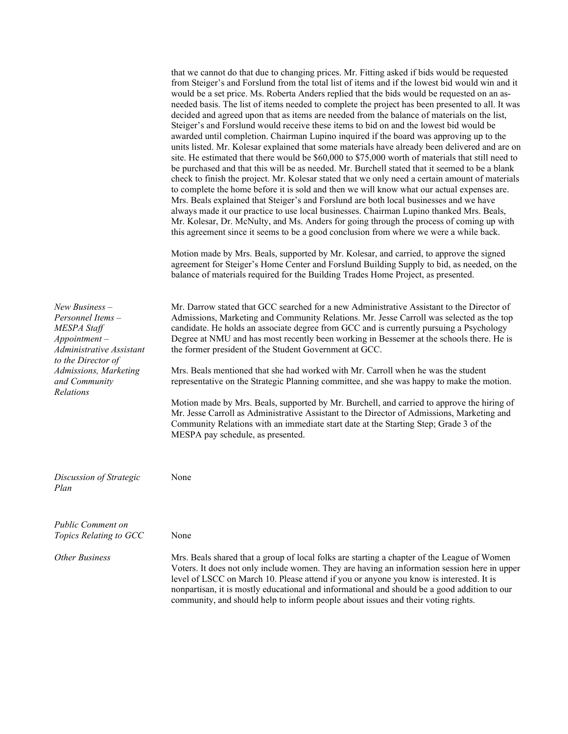that we cannot do that due to changing prices. Mr. Fitting asked if bids would be requested from Steiger's and Forslund from the total list of items and if the lowest bid would win and it would be a set price. Ms. Roberta Anders replied that the bids would be requested on an as-needed basis. The list of items needed to complete the project has been presented to all. It was decided and agreed upon that as items are needed from the balance of materials on the list, Steiger's and Forslund would receive these items to bid on and the lowest bid would be awarded until completion. Chairman Lupino inquired if the board was approving up to the units listed. Mr. Kolesar explained that some materials have already been delivered and are on site. He estimated that there would be $60,000 to $75,000 worth of materials that still need to be purchased and that this will be as needed. Mr. Burchell stated that it seemed to be a blank check to finish the project. Mr. Kolesar stated that we only need a certain amount of materials to complete the home before it is sold and then we will know what our actual expenses are. Mrs. Beals explained that Steiger's and Forslund are both local businesses and we have always made it our practice to use local businesses. Chairman Lupino thanked Mrs. Beals, Mr. Kolesar, Dr. McNulty, and Ms. Anders for going through the process of coming up with this agreement since it seems to be a good conclusion from where we were a while back.

Motion made by Mrs. Beals, supported by Mr. Kolesar, and carried, to approve the signed agreement for Steiger's Home Center and Forslund Building Supply to bid, as needed, on the balance of materials required for the Building Trades Home Project, as presented.

*New Business – Personnel Items – MESPA Staff Appointment – Administrative Assistant to the Director of Admissions, Marketing and Community Relations*

Mr. Darrow stated that GCC searched for a new Administrative Assistant to the Director of Admissions, Marketing and Community Relations. Mr. Jesse Carroll was selected as the top candidate. He holds an associate degree from GCC and is currently pursuing a Psychology Degree at NMU and has most recently been working in Bessemer at the schools there. He is the former president of the Student Government at GCC.

Mrs. Beals mentioned that she had worked with Mr. Carroll when he was the student representative on the Strategic Planning committee, and she was happy to make the motion.

Motion made by Mrs. Beals, supported by Mr. Burchell, and carried to approve the hiring of Mr. Jesse Carroll as Administrative Assistant to the Director of Admissions, Marketing and Community Relations with an immediate start date at the Starting Step; Grade 3 of the MESPA pay schedule, as presented.

*Discussion of Strategic Plan*

None

*Public Comment on Topics Relating to GCC*

None

*Other Business*

Mrs. Beals shared that a group of local folks are starting a chapter of the League of Women Voters. It does not only include women. They are having an information session here in upper level of LSCC on March 10. Please attend if you or anyone you know is interested. It is nonpartisan, it is mostly educational and informational and should be a good addition to our community, and should help to inform people about issues and their voting rights.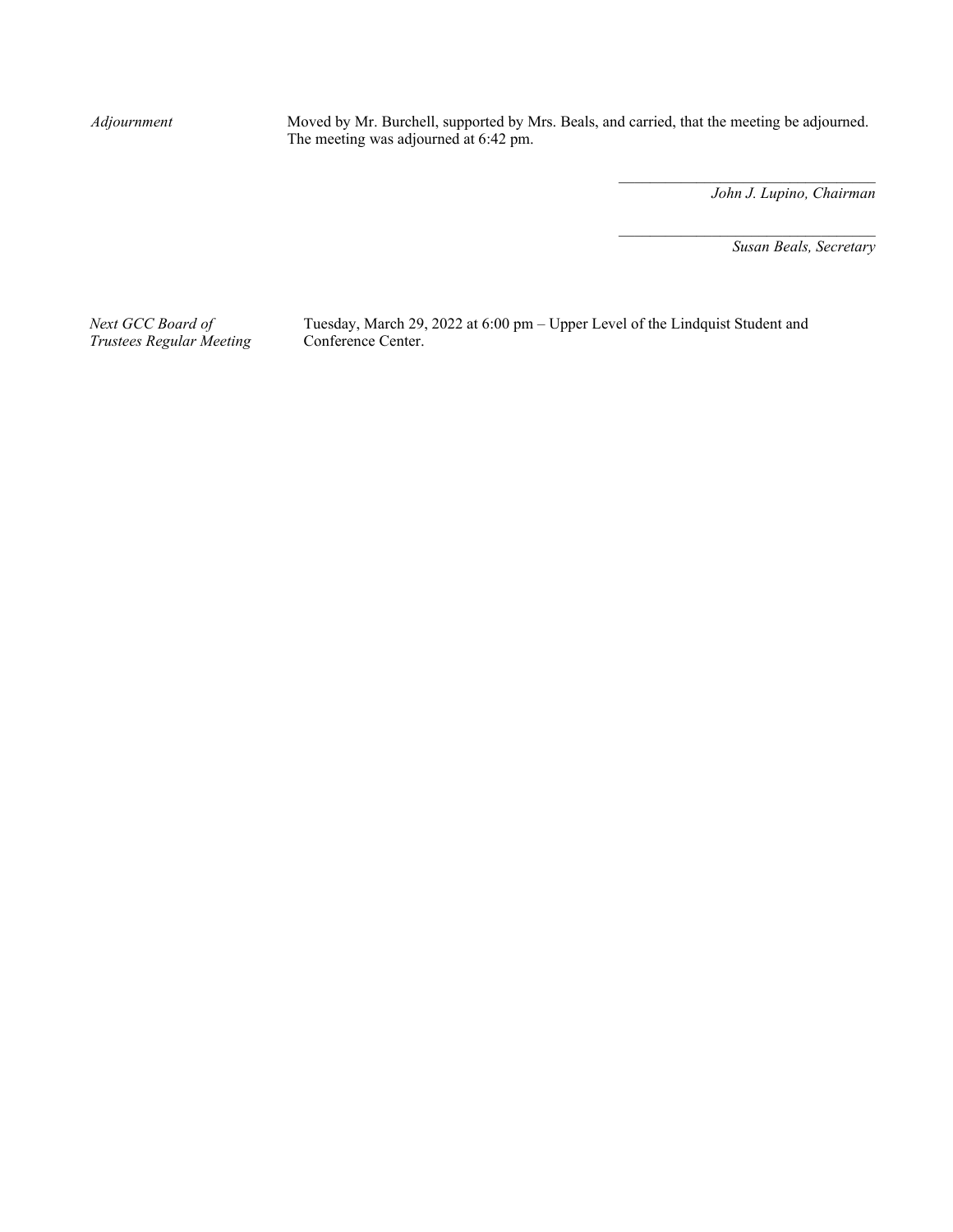*Adjournment*

Moved by Mr. Burchell, supported by Mrs. Beals, and carried, that the meeting be adjourned. The meeting was adjourned at 6:42 pm.

\_\_\_\_\_\_\_\_\_\_\_\_\_\_\_\_\_\_\_\_\_\_\_\_\_\_\_\_\_\_\_\_\_\_

*John J. Lupino, Chairman*

\_\_\_\_\_\_\_\_\_\_\_\_\_\_\_\_\_\_\_\_\_\_\_\_\_\_\_\_\_\_\_\_\_\_

*Susan Beals, Secretary*

*Next GCC Board of Trustees Regular Meeting*

Tuesday, March 29, 2022 at 6:00 pm – Upper Level of the Lindquist Student and Conference Center.